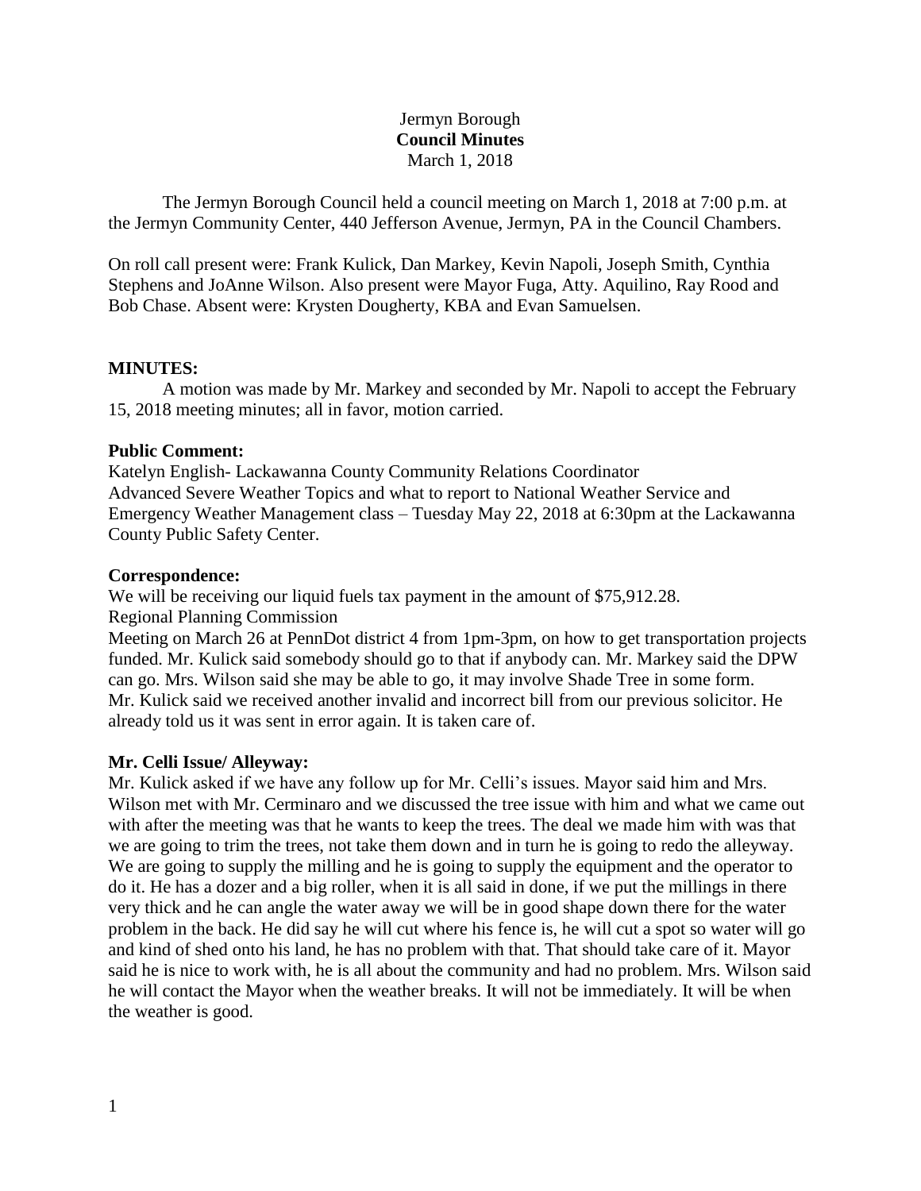Jermyn Borough

**Council Minutes**

March 1, 2018

The Jermyn Borough Council held a council meeting on March 1, 2018 at 7:00 p.m. at the Jermyn Community Center, 440 Jefferson Avenue, Jermyn, PA in the Council Chambers.

On roll call present were: Frank Kulick, Dan Markey, Kevin Napoli, Joseph Smith, Cynthia Stephens and JoAnne Wilson. Also present were Mayor Fuga, Atty. Aquilino, Ray Rood and Bob Chase. Absent were: Krysten Dougherty, KBA and Evan Samuelsen.

**MINUTES:**

A motion was made by Mr. Markey and seconded by Mr. Napoli to accept the February 15, 2018 meeting minutes; all in favor, motion carried.

**Public Comment:**

Katelyn English- Lackawanna County Community Relations Coordinator
Advanced Severe Weather Topics and what to report to National Weather Service and Emergency Weather Management class – Tuesday May 22, 2018 at 6:30pm at the Lackawanna County Public Safety Center.

**Correspondence:**

We will be receiving our liquid fuels tax payment in the amount of $75,912.28.
Regional Planning Commission
Meeting on March 26 at PennDot district 4 from 1pm-3pm, on how to get transportation projects funded. Mr. Kulick said somebody should go to that if anybody can. Mr. Markey said the DPW can go. Mrs. Wilson said she may be able to go, it may involve Shade Tree in some form.
Mr. Kulick said we received another invalid and incorrect bill from our previous solicitor. He already told us it was sent in error again. It is taken care of.

**Mr. Celli Issue/ Alleyway:**

Mr. Kulick asked if we have any follow up for Mr. Celli's issues. Mayor said him and Mrs. Wilson met with Mr. Cerminaro and we discussed the tree issue with him and what we came out with after the meeting was that he wants to keep the trees. The deal we made him with was that we are going to trim the trees, not take them down and in turn he is going to redo the alleyway. We are going to supply the milling and he is going to supply the equipment and the operator to do it. He has a dozer and a big roller, when it is all said in done, if we put the millings in there very thick and he can angle the water away we will be in good shape down there for the water problem in the back. He did say he will cut where his fence is, he will cut a spot so water will go and kind of shed onto his land, he has no problem with that. That should take care of it. Mayor said he is nice to work with, he is all about the community and had no problem. Mrs. Wilson said he will contact the Mayor when the weather breaks. It will not be immediately. It will be when the weather is good.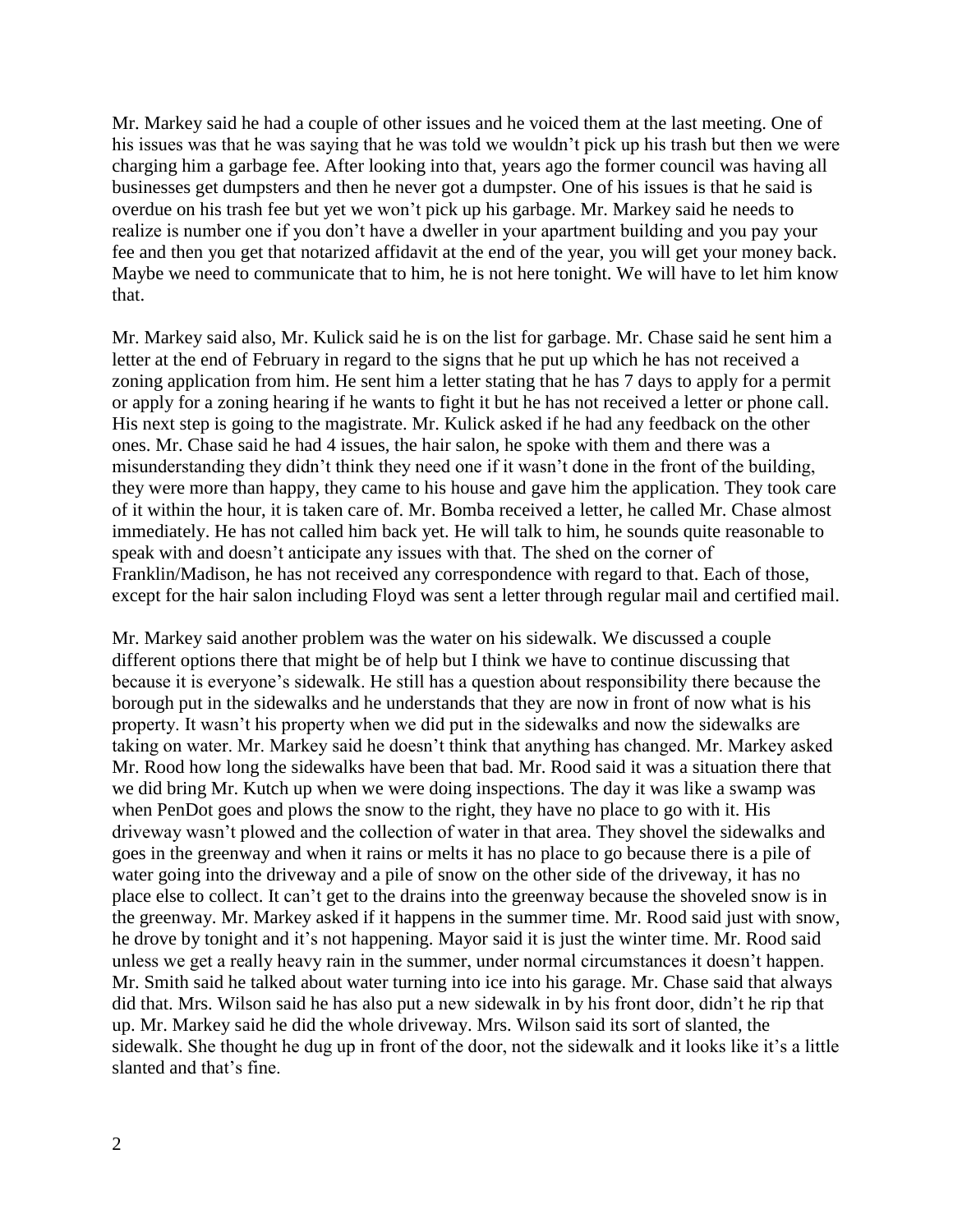Mr. Markey said he had a couple of other issues and he voiced them at the last meeting. One of his issues was that he was saying that he was told we wouldn't pick up his trash but then we were charging him a garbage fee. After looking into that, years ago the former council was having all businesses get dumpsters and then he never got a dumpster. One of his issues is that he said is overdue on his trash fee but yet we won't pick up his garbage. Mr. Markey said he needs to realize is number one if you don't have a dweller in your apartment building and you pay your fee and then you get that notarized affidavit at the end of the year, you will get your money back. Maybe we need to communicate that to him, he is not here tonight. We will have to let him know that.

Mr. Markey said also, Mr. Kulick said he is on the list for garbage. Mr. Chase said he sent him a letter at the end of February in regard to the signs that he put up which he has not received a zoning application from him. He sent him a letter stating that he has 7 days to apply for a permit or apply for a zoning hearing if he wants to fight it but he has not received a letter or phone call. His next step is going to the magistrate. Mr. Kulick asked if he had any feedback on the other ones. Mr. Chase said he had 4 issues, the hair salon, he spoke with them and there was a misunderstanding they didn't think they need one if it wasn't done in the front of the building, they were more than happy, they came to his house and gave him the application. They took care of it within the hour, it is taken care of. Mr. Bomba received a letter, he called Mr. Chase almost immediately. He has not called him back yet. He will talk to him, he sounds quite reasonable to speak with and doesn't anticipate any issues with that. The shed on the corner of Franklin/Madison, he has not received any correspondence with regard to that. Each of those, except for the hair salon including Floyd was sent a letter through regular mail and certified mail.

Mr. Markey said another problem was the water on his sidewalk. We discussed a couple different options there that might be of help but I think we have to continue discussing that because it is everyone's sidewalk. He still has a question about responsibility there because the borough put in the sidewalks and he understands that they are now in front of now what is his property. It wasn't his property when we did put in the sidewalks and now the sidewalks are taking on water. Mr. Markey said he doesn't think that anything has changed. Mr. Markey asked Mr. Rood how long the sidewalks have been that bad. Mr. Rood said it was a situation there that we did bring Mr. Kutch up when we were doing inspections. The day it was like a swamp was when PenDot goes and plows the snow to the right, they have no place to go with it. His driveway wasn't plowed and the collection of water in that area. They shovel the sidewalks and goes in the greenway and when it rains or melts it has no place to go because there is a pile of water going into the driveway and a pile of snow on the other side of the driveway, it has no place else to collect. It can't get to the drains into the greenway because the shoveled snow is in the greenway. Mr. Markey asked if it happens in the summer time. Mr. Rood said just with snow, he drove by tonight and it's not happening. Mayor said it is just the winter time. Mr. Rood said unless we get a really heavy rain in the summer, under normal circumstances it doesn't happen. Mr. Smith said he talked about water turning into ice into his garage. Mr. Chase said that always did that. Mrs. Wilson said he has also put a new sidewalk in by his front door, didn't he rip that up. Mr. Markey said he did the whole driveway. Mrs. Wilson said its sort of slanted, the sidewalk. She thought he dug up in front of the door, not the sidewalk and it looks like it's a little slanted and that's fine.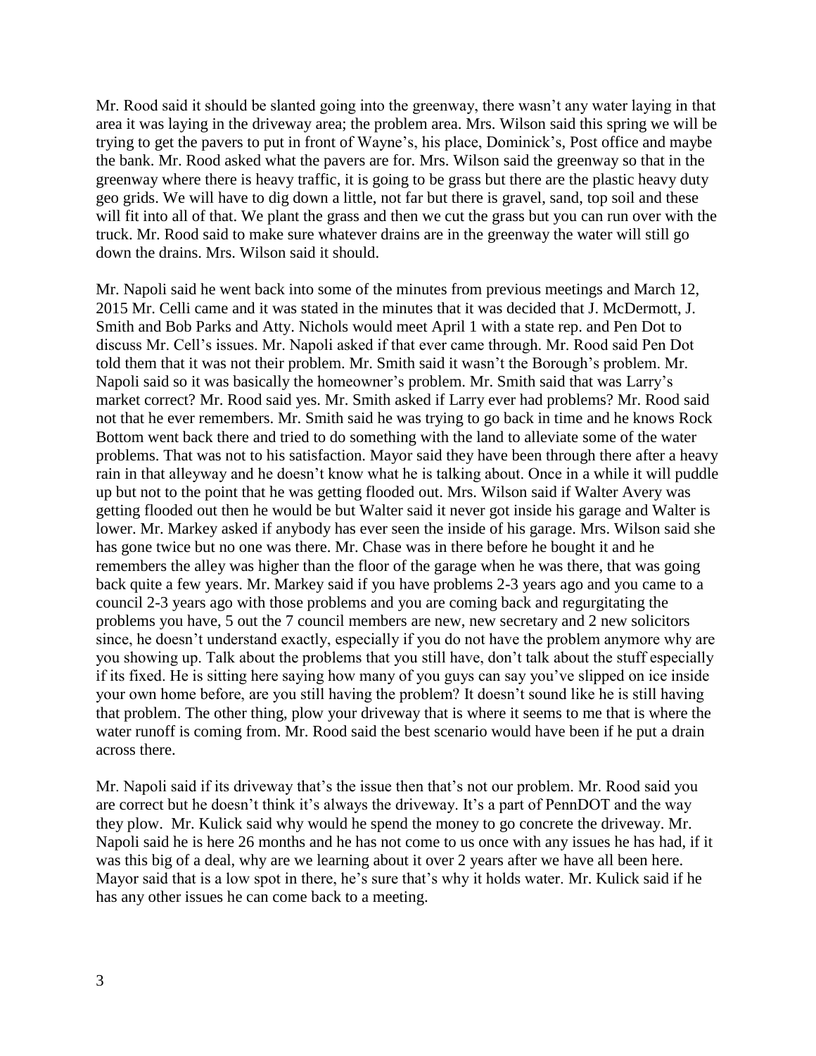Mr. Rood said it should be slanted going into the greenway, there wasn't any water laying in that area it was laying in the driveway area; the problem area. Mrs. Wilson said this spring we will be trying to get the pavers to put in front of Wayne's, his place, Dominick's, Post office and maybe the bank. Mr. Rood asked what the pavers are for. Mrs. Wilson said the greenway so that in the greenway where there is heavy traffic, it is going to be grass but there are the plastic heavy duty geo grids. We will have to dig down a little, not far but there is gravel, sand, top soil and these will fit into all of that. We plant the grass and then we cut the grass but you can run over with the truck. Mr. Rood said to make sure whatever drains are in the greenway the water will still go down the drains. Mrs. Wilson said it should.

Mr. Napoli said he went back into some of the minutes from previous meetings and March 12, 2015 Mr. Celli came and it was stated in the minutes that it was decided that J. McDermott, J. Smith and Bob Parks and Atty. Nichols would meet April 1 with a state rep. and Pen Dot to discuss Mr. Cell's issues. Mr. Napoli asked if that ever came through. Mr. Rood said Pen Dot told them that it was not their problem. Mr. Smith said it wasn't the Borough's problem. Mr. Napoli said so it was basically the homeowner's problem. Mr. Smith said that was Larry's market correct? Mr. Rood said yes. Mr. Smith asked if Larry ever had problems? Mr. Rood said not that he ever remembers. Mr. Smith said he was trying to go back in time and he knows Rock Bottom went back there and tried to do something with the land to alleviate some of the water problems. That was not to his satisfaction. Mayor said they have been through there after a heavy rain in that alleyway and he doesn't know what he is talking about. Once in a while it will puddle up but not to the point that he was getting flooded out. Mrs. Wilson said if Walter Avery was getting flooded out then he would be but Walter said it never got inside his garage and Walter is lower. Mr. Markey asked if anybody has ever seen the inside of his garage. Mrs. Wilson said she has gone twice but no one was there. Mr. Chase was in there before he bought it and he remembers the alley was higher than the floor of the garage when he was there, that was going back quite a few years. Mr. Markey said if you have problems 2-3 years ago and you came to a council 2-3 years ago with those problems and you are coming back and regurgitating the problems you have, 5 out the 7 council members are new, new secretary and 2 new solicitors since, he doesn't understand exactly, especially if you do not have the problem anymore why are you showing up. Talk about the problems that you still have, don't talk about the stuff especially if its fixed. He is sitting here saying how many of you guys can say you've slipped on ice inside your own home before, are you still having the problem? It doesn't sound like he is still having that problem. The other thing, plow your driveway that is where it seems to me that is where the water runoff is coming from. Mr. Rood said the best scenario would have been if he put a drain across there.

Mr. Napoli said if its driveway that's the issue then that's not our problem. Mr. Rood said you are correct but he doesn't think it's always the driveway. It's a part of PennDOT and the way they plow. Mr. Kulick said why would he spend the money to go concrete the driveway. Mr. Napoli said he is here 26 months and he has not come to us once with any issues he has had, if it was this big of a deal, why are we learning about it over 2 years after we have all been here. Mayor said that is a low spot in there, he's sure that's why it holds water. Mr. Kulick said if he has any other issues he can come back to a meeting.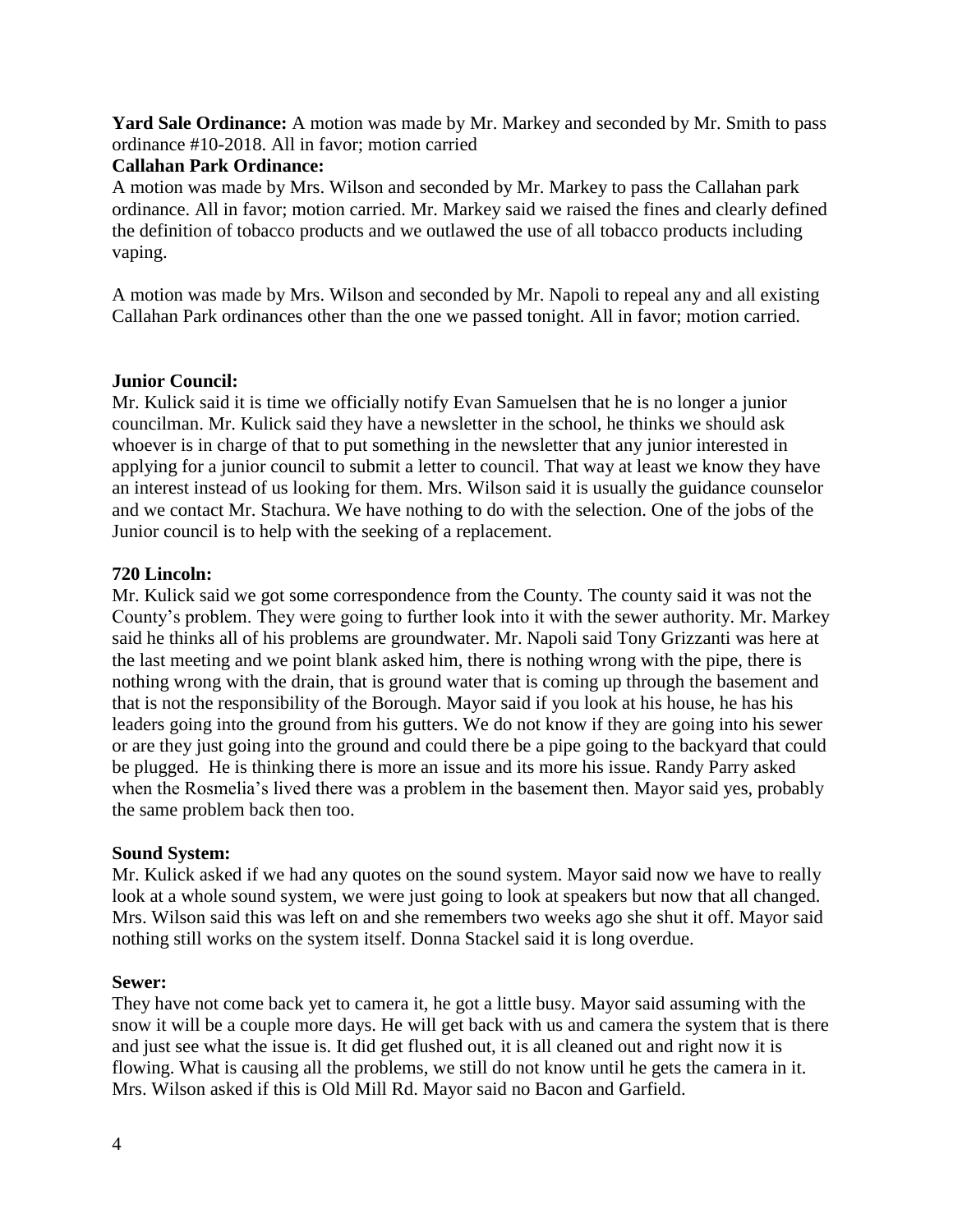**Yard Sale Ordinance:** A motion was made by Mr. Markey and seconded by Mr. Smith to pass ordinance #10-2018. All in favor; motion carried

**Callahan Park Ordinance:**

A motion was made by Mrs. Wilson and seconded by Mr. Markey to pass the Callahan park ordinance. All in favor; motion carried. Mr. Markey said we raised the fines and clearly defined the definition of tobacco products and we outlawed the use of all tobacco products including vaping.

A motion was made by Mrs. Wilson and seconded by Mr. Napoli to repeal any and all existing Callahan Park ordinances other than the one we passed tonight. All in favor; motion carried.

**Junior Council:**

Mr. Kulick said it is time we officially notify Evan Samuelsen that he is no longer a junior councilman. Mr. Kulick said they have a newsletter in the school, he thinks we should ask whoever is in charge of that to put something in the newsletter that any junior interested in applying for a junior council to submit a letter to council. That way at least we know they have an interest instead of us looking for them. Mrs. Wilson said it is usually the guidance counselor and we contact Mr. Stachura. We have nothing to do with the selection. One of the jobs of the Junior council is to help with the seeking of a replacement.

**720 Lincoln:**

Mr. Kulick said we got some correspondence from the County. The county said it was not the County's problem. They were going to further look into it with the sewer authority. Mr. Markey said he thinks all of his problems are groundwater. Mr. Napoli said Tony Grizzanti was here at the last meeting and we point blank asked him, there is nothing wrong with the pipe, there is nothing wrong with the drain, that is ground water that is coming up through the basement and that is not the responsibility of the Borough. Mayor said if you look at his house, he has his leaders going into the ground from his gutters. We do not know if they are going into his sewer or are they just going into the ground and could there be a pipe going to the backyard that could be plugged. He is thinking there is more an issue and its more his issue. Randy Parry asked when the Rosmelia's lived there was a problem in the basement then. Mayor said yes, probably the same problem back then too.

**Sound System:**

Mr. Kulick asked if we had any quotes on the sound system. Mayor said now we have to really look at a whole sound system, we were just going to look at speakers but now that all changed. Mrs. Wilson said this was left on and she remembers two weeks ago she shut it off. Mayor said nothing still works on the system itself. Donna Stackel said it is long overdue.

**Sewer:**

They have not come back yet to camera it, he got a little busy. Mayor said assuming with the snow it will be a couple more days. He will get back with us and camera the system that is there and just see what the issue is. It did get flushed out, it is all cleaned out and right now it is flowing. What is causing all the problems, we still do not know until he gets the camera in it. Mrs. Wilson asked if this is Old Mill Rd. Mayor said no Bacon and Garfield.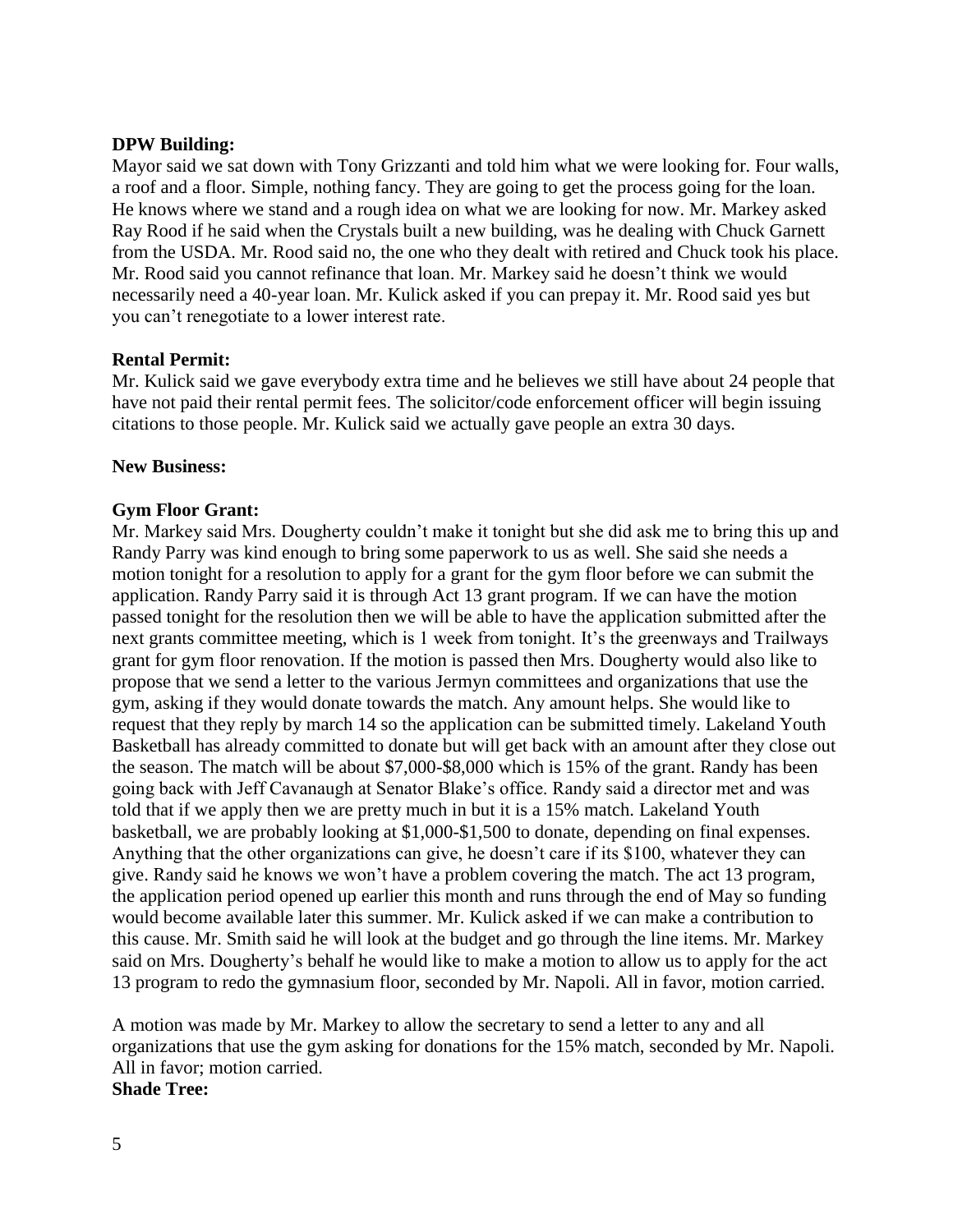**DPW Building:**

Mayor said we sat down with Tony Grizzanti and told him what we were looking for. Four walls, a roof and a floor. Simple, nothing fancy. They are going to get the process going for the loan. He knows where we stand and a rough idea on what we are looking for now. Mr. Markey asked Ray Rood if he said when the Crystals built a new building, was he dealing with Chuck Garnett from the USDA. Mr. Rood said no, the one who they dealt with retired and Chuck took his place. Mr. Rood said you cannot refinance that loan. Mr. Markey said he doesn't think we would necessarily need a 40-year loan. Mr. Kulick asked if you can prepay it. Mr. Rood said yes but you can't renegotiate to a lower interest rate.

**Rental Permit:**

Mr. Kulick said we gave everybody extra time and he believes we still have about 24 people that have not paid their rental permit fees. The solicitor/code enforcement officer will begin issuing citations to those people. Mr. Kulick said we actually gave people an extra 30 days.

**New Business:**

**Gym Floor Grant:**

Mr. Markey said Mrs. Dougherty couldn't make it tonight but she did ask me to bring this up and Randy Parry was kind enough to bring some paperwork to us as well. She said she needs a motion tonight for a resolution to apply for a grant for the gym floor before we can submit the application. Randy Parry said it is through Act 13 grant program. If we can have the motion passed tonight for the resolution then we will be able to have the application submitted after the next grants committee meeting, which is 1 week from tonight. It's the greenways and Trailways grant for gym floor renovation. If the motion is passed then Mrs. Dougherty would also like to propose that we send a letter to the various Jermyn committees and organizations that use the gym, asking if they would donate towards the match. Any amount helps. She would like to request that they reply by march 14 so the application can be submitted timely. Lakeland Youth Basketball has already committed to donate but will get back with an amount after they close out the season. The match will be about $7,000-$8,000 which is 15% of the grant. Randy has been going back with Jeff Cavanaugh at Senator Blake's office. Randy said a director met and was told that if we apply then we are pretty much in but it is a 15% match. Lakeland Youth basketball, we are probably looking at $1,000-$1,500 to donate, depending on final expenses. Anything that the other organizations can give, he doesn't care if its $100, whatever they can give. Randy said he knows we won't have a problem covering the match. The act 13 program, the application period opened up earlier this month and runs through the end of May so funding would become available later this summer. Mr. Kulick asked if we can make a contribution to this cause. Mr. Smith said he will look at the budget and go through the line items. Mr. Markey said on Mrs. Dougherty's behalf he would like to make a motion to allow us to apply for the act 13 program to redo the gymnasium floor, seconded by Mr. Napoli. All in favor, motion carried.

A motion was made by Mr. Markey to allow the secretary to send a letter to any and all organizations that use the gym asking for donations for the 15% match, seconded by Mr. Napoli. All in favor; motion carried.

**Shade Tree:**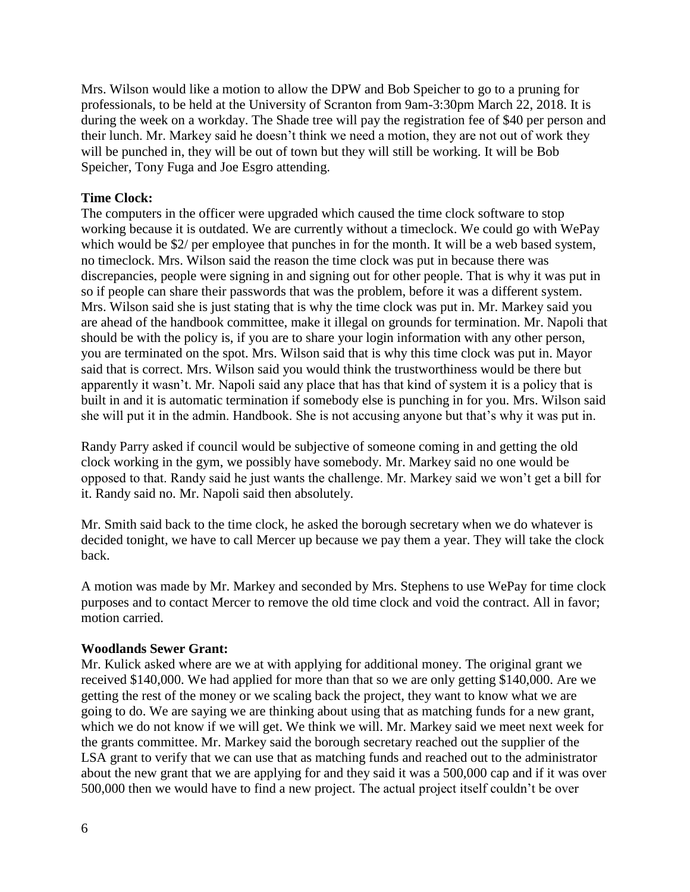Mrs. Wilson would like a motion to allow the DPW and Bob Speicher to go to a pruning for professionals, to be held at the University of Scranton from 9am-3:30pm March 22, 2018. It is during the week on a workday. The Shade tree will pay the registration fee of $40 per person and their lunch. Mr. Markey said he doesn't think we need a motion, they are not out of work they will be punched in, they will be out of town but they will still be working. It will be Bob Speicher, Tony Fuga and Joe Esgro attending.

**Time Clock:**

The computers in the officer were upgraded which caused the time clock software to stop working because it is outdated. We are currently without a timeclock. We could go with WePay which would be $2/ per employee that punches in for the month. It will be a web based system, no timeclock. Mrs. Wilson said the reason the time clock was put in because there was discrepancies, people were signing in and signing out for other people. That is why it was put in so if people can share their passwords that was the problem, before it was a different system. Mrs. Wilson said she is just stating that is why the time clock was put in. Mr. Markey said you are ahead of the handbook committee, make it illegal on grounds for termination. Mr. Napoli that should be with the policy is, if you are to share your login information with any other person, you are terminated on the spot. Mrs. Wilson said that is why this time clock was put in. Mayor said that is correct. Mrs. Wilson said you would think the trustworthiness would be there but apparently it wasn't. Mr. Napoli said any place that has that kind of system it is a policy that is built in and it is automatic termination if somebody else is punching in for you. Mrs. Wilson said she will put it in the admin. Handbook. She is not accusing anyone but that's why it was put in.

Randy Parry asked if council would be subjective of someone coming in and getting the old clock working in the gym, we possibly have somebody. Mr. Markey said no one would be opposed to that. Randy said he just wants the challenge. Mr. Markey said we won't get a bill for it. Randy said no. Mr. Napoli said then absolutely.

Mr. Smith said back to the time clock, he asked the borough secretary when we do whatever is decided tonight, we have to call Mercer up because we pay them a year. They will take the clock back.

A motion was made by Mr. Markey and seconded by Mrs. Stephens to use WePay for time clock purposes and to contact Mercer to remove the old time clock and void the contract. All in favor; motion carried.

**Woodlands Sewer Grant:**

Mr. Kulick asked where are we at with applying for additional money. The original grant we received $140,000. We had applied for more than that so we are only getting $140,000. Are we getting the rest of the money or we scaling back the project, they want to know what we are going to do. We are saying we are thinking about using that as matching funds for a new grant, which we do not know if we will get. We think we will. Mr. Markey said we meet next week for the grants committee. Mr. Markey said the borough secretary reached out the supplier of the LSA grant to verify that we can use that as matching funds and reached out to the administrator about the new grant that we are applying for and they said it was a 500,000 cap and if it was over 500,000 then we would have to find a new project. The actual project itself couldn't be over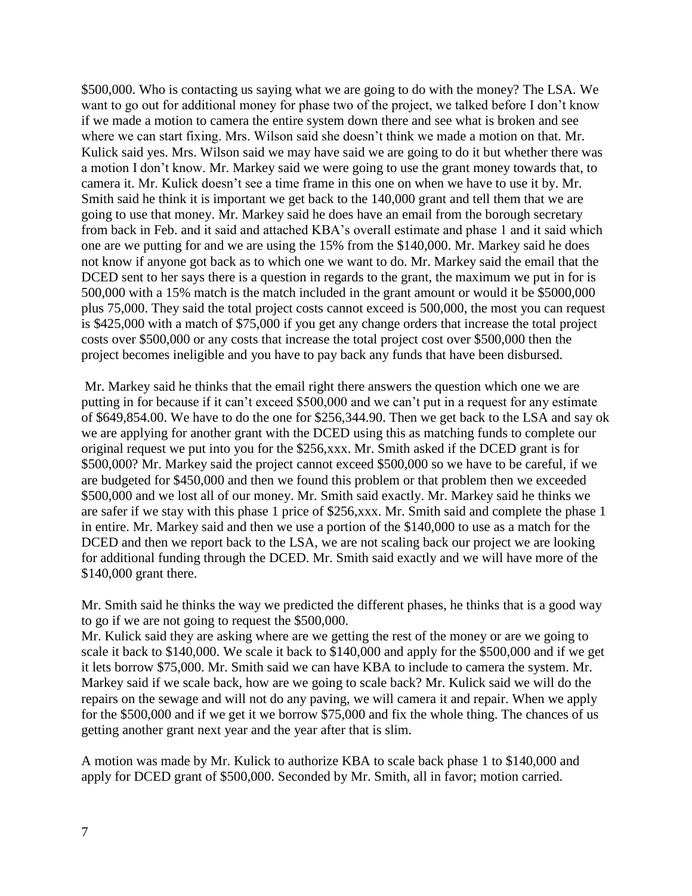$500,000. Who is contacting us saying what we are going to do with the money? The LSA. We want to go out for additional money for phase two of the project, we talked before I don't know if we made a motion to camera the entire system down there and see what is broken and see where we can start fixing. Mrs. Wilson said she doesn't think we made a motion on that. Mr. Kulick said yes. Mrs. Wilson said we may have said we are going to do it but whether there was a motion I don't know. Mr. Markey said we were going to use the grant money towards that, to camera it. Mr. Kulick doesn't see a time frame in this one on when we have to use it by. Mr. Smith said he think it is important we get back to the 140,000 grant and tell them that we are going to use that money. Mr. Markey said he does have an email from the borough secretary from back in Feb. and it said and attached KBA's overall estimate and phase 1 and it said which one are we putting for and we are using the 15% from the $140,000. Mr. Markey said he does not know if anyone got back as to which one we want to do. Mr. Markey said the email that the DCED sent to her says there is a question in regards to the grant, the maximum we put in for is 500,000 with a 15% match is the match included in the grant amount or would it be $5000,000 plus 75,000. They said the total project costs cannot exceed is 500,000, the most you can request is $425,000 with a match of $75,000 if you get any change orders that increase the total project costs over $500,000 or any costs that increase the total project cost over $500,000 then the project becomes ineligible and you have to pay back any funds that have been disbursed.

Mr. Markey said he thinks that the email right there answers the question which one we are putting in for because if it can't exceed $500,000 and we can't put in a request for any estimate of $649,854.00. We have to do the one for $256,344.90. Then we get back to the LSA and say ok we are applying for another grant with the DCED using this as matching funds to complete our original request we put into you for the $256,xxx. Mr. Smith asked if the DCED grant is for $500,000? Mr. Markey said the project cannot exceed $500,000 so we have to be careful, if we are budgeted for $450,000 and then we found this problem or that problem then we exceeded $500,000 and we lost all of our money. Mr. Smith said exactly. Mr. Markey said he thinks we are safer if we stay with this phase 1 price of $256,xxx. Mr. Smith said and complete the phase 1 in entire. Mr. Markey said and then we use a portion of the $140,000 to use as a match for the DCED and then we report back to the LSA, we are not scaling back our project we are looking for additional funding through the DCED. Mr. Smith said exactly and we will have more of the $140,000 grant there.

Mr. Smith said he thinks the way we predicted the different phases, he thinks that is a good way to go if we are not going to request the $500,000.

Mr. Kulick said they are asking where are we getting the rest of the money or are we going to scale it back to $140,000. We scale it back to $140,000 and apply for the $500,000 and if we get it lets borrow $75,000. Mr. Smith said we can have KBA to include to camera the system. Mr. Markey said if we scale back, how are we going to scale back? Mr. Kulick said we will do the repairs on the sewage and will not do any paving, we will camera it and repair. When we apply for the $500,000 and if we get it we borrow $75,000 and fix the whole thing. The chances of us getting another grant next year and the year after that is slim.

A motion was made by Mr. Kulick to authorize KBA to scale back phase 1 to $140,000 and apply for DCED grant of $500,000. Seconded by Mr. Smith, all in favor; motion carried.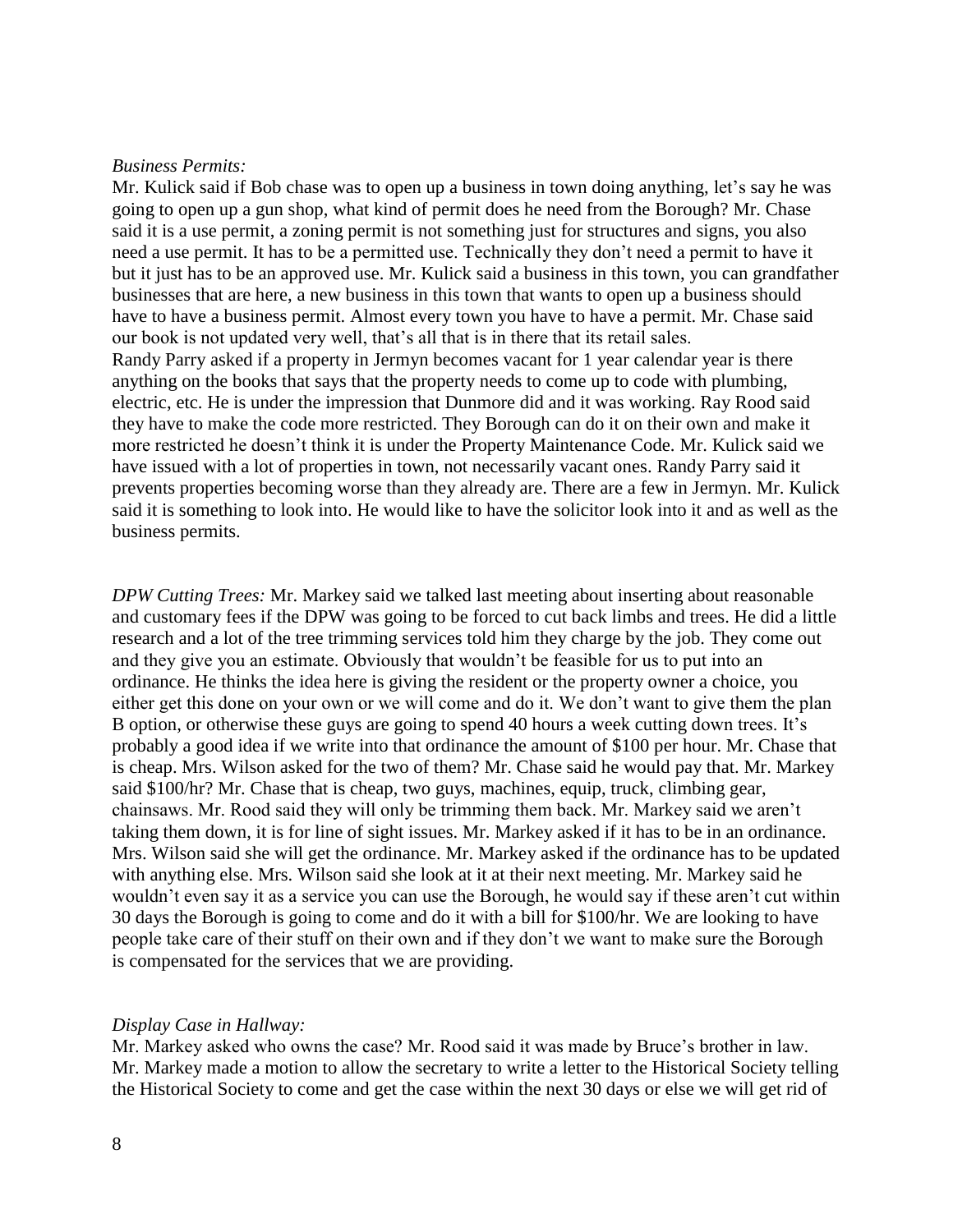*Business Permits:*

Mr. Kulick said if Bob chase was to open up a business in town doing anything, let's say he was going to open up a gun shop, what kind of permit does he need from the Borough? Mr. Chase said it is a use permit, a zoning permit is not something just for structures and signs, you also need a use permit. It has to be a permitted use. Technically they don't need a permit to have it but it just has to be an approved use. Mr. Kulick said a business in this town, you can grandfather businesses that are here, a new business in this town that wants to open up a business should have to have a business permit. Almost every town you have to have a permit. Mr. Chase said our book is not updated very well, that's all that is in there that its retail sales.
Randy Parry asked if a property in Jermyn becomes vacant for 1 year calendar year is there anything on the books that says that the property needs to come up to code with plumbing, electric, etc. He is under the impression that Dunmore did and it was working. Ray Rood said they have to make the code more restricted. They Borough can do it on their own and make it more restricted he doesn't think it is under the Property Maintenance Code. Mr. Kulick said we have issued with a lot of properties in town, not necessarily vacant ones. Randy Parry said it prevents properties becoming worse than they already are. There are a few in Jermyn. Mr. Kulick said it is something to look into. He would like to have the solicitor look into it and as well as the business permits.

*DPW Cutting Trees:* Mr. Markey said we talked last meeting about inserting about reasonable and customary fees if the DPW was going to be forced to cut back limbs and trees. He did a little research and a lot of the tree trimming services told him they charge by the job. They come out and they give you an estimate. Obviously that wouldn't be feasible for us to put into an ordinance. He thinks the idea here is giving the resident or the property owner a choice, you either get this done on your own or we will come and do it. We don't want to give them the plan B option, or otherwise these guys are going to spend 40 hours a week cutting down trees. It's probably a good idea if we write into that ordinance the amount of $100 per hour. Mr. Chase that is cheap. Mrs. Wilson asked for the two of them? Mr. Chase said he would pay that. Mr. Markey said $100/hr? Mr. Chase that is cheap, two guys, machines, equip, truck, climbing gear, chainsaws. Mr. Rood said they will only be trimming them back. Mr. Markey said we aren't taking them down, it is for line of sight issues. Mr. Markey asked if it has to be in an ordinance. Mrs. Wilson said she will get the ordinance. Mr. Markey asked if the ordinance has to be updated with anything else. Mrs. Wilson said she look at it at their next meeting. Mr. Markey said he wouldn't even say it as a service you can use the Borough, he would say if these aren't cut within 30 days the Borough is going to come and do it with a bill for $100/hr. We are looking to have people take care of their stuff on their own and if they don't we want to make sure the Borough is compensated for the services that we are providing.

*Display Case in Hallway:*

Mr. Markey asked who owns the case? Mr. Rood said it was made by Bruce's brother in law. Mr. Markey made a motion to allow the secretary to write a letter to the Historical Society telling the Historical Society to come and get the case within the next 30 days or else we will get rid of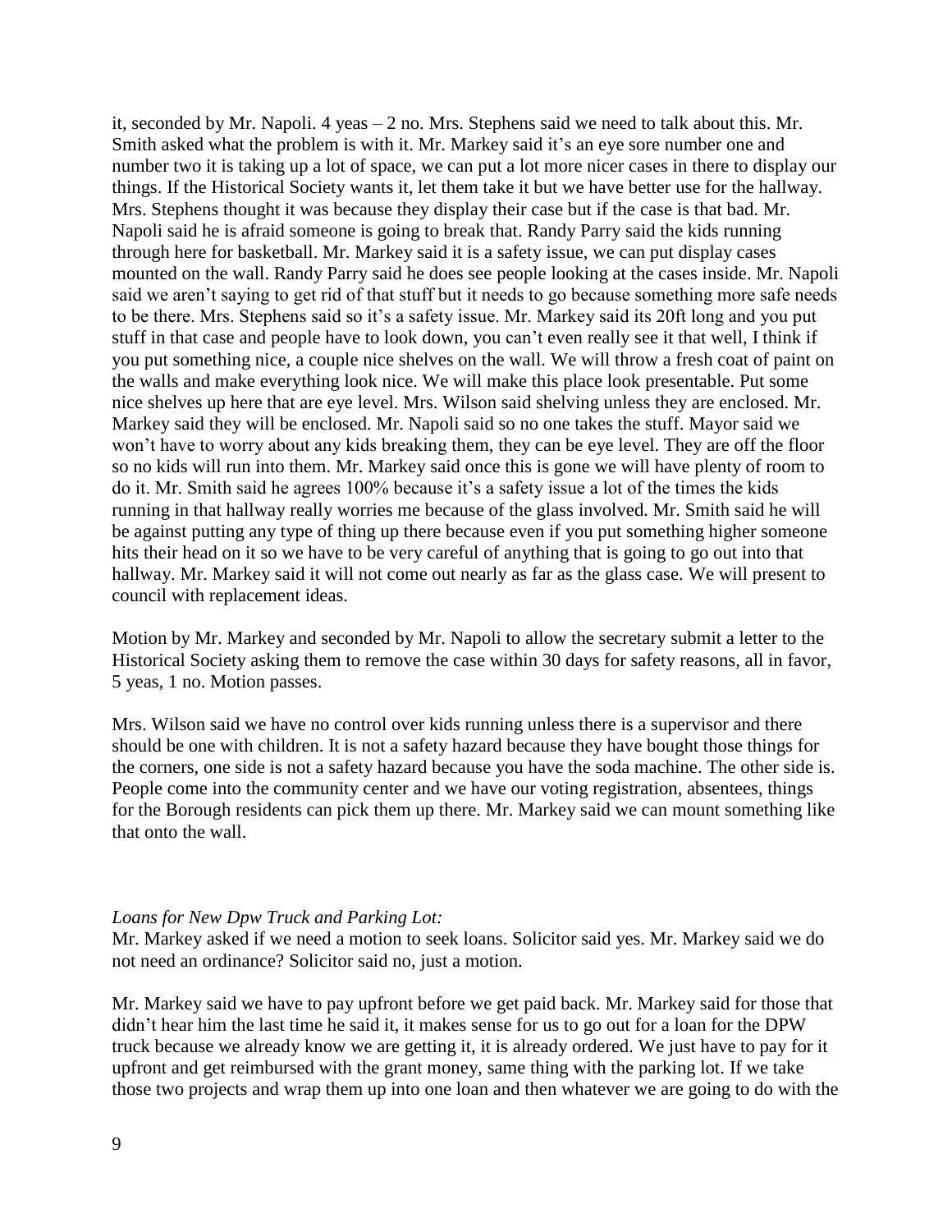it, seconded by Mr. Napoli. 4 yeas – 2 no. Mrs. Stephens said we need to talk about this. Mr. Smith asked what the problem is with it. Mr. Markey said it's an eye sore number one and number two it is taking up a lot of space, we can put a lot more nicer cases in there to display our things. If the Historical Society wants it, let them take it but we have better use for the hallway. Mrs. Stephens thought it was because they display their case but if the case is that bad. Mr. Napoli said he is afraid someone is going to break that. Randy Parry said the kids running through here for basketball. Mr. Markey said it is a safety issue, we can put display cases mounted on the wall. Randy Parry said he does see people looking at the cases inside. Mr. Napoli said we aren't saying to get rid of that stuff but it needs to go because something more safe needs to be there. Mrs. Stephens said so it's a safety issue. Mr. Markey said its 20ft long and you put stuff in that case and people have to look down, you can't even really see it that well, I think if you put something nice, a couple nice shelves on the wall. We will throw a fresh coat of paint on the walls and make everything look nice. We will make this place look presentable. Put some nice shelves up here that are eye level. Mrs. Wilson said shelving unless they are enclosed. Mr. Markey said they will be enclosed. Mr. Napoli said so no one takes the stuff. Mayor said we won't have to worry about any kids breaking them, they can be eye level. They are off the floor so no kids will run into them. Mr. Markey said once this is gone we will have plenty of room to do it. Mr. Smith said he agrees 100% because it's a safety issue a lot of the times the kids running in that hallway really worries me because of the glass involved. Mr. Smith said he will be against putting any type of thing up there because even if you put something higher someone hits their head on it so we have to be very careful of anything that is going to go out into that hallway. Mr. Markey said it will not come out nearly as far as the glass case. We will present to council with replacement ideas.

Motion by Mr. Markey and seconded by Mr. Napoli to allow the secretary submit a letter to the Historical Society asking them to remove the case within 30 days for safety reasons, all in favor, 5 yeas, 1 no. Motion passes.

Mrs. Wilson said we have no control over kids running unless there is a supervisor and there should be one with children. It is not a safety hazard because they have bought those things for the corners, one side is not a safety hazard because you have the soda machine. The other side is. People come into the community center and we have our voting registration, absentees, things for the Borough residents can pick them up there. Mr. Markey said we can mount something like that onto the wall.

*Loans for New Dpw Truck and Parking Lot:*

Mr. Markey asked if we need a motion to seek loans. Solicitor said yes. Mr. Markey said we do not need an ordinance? Solicitor said no, just a motion.

Mr. Markey said we have to pay upfront before we get paid back. Mr. Markey said for those that didn't hear him the last time he said it, it makes sense for us to go out for a loan for the DPW truck because we already know we are getting it, it is already ordered. We just have to pay for it upfront and get reimbursed with the grant money, same thing with the parking lot. If we take those two projects and wrap them up into one loan and then whatever we are going to do with the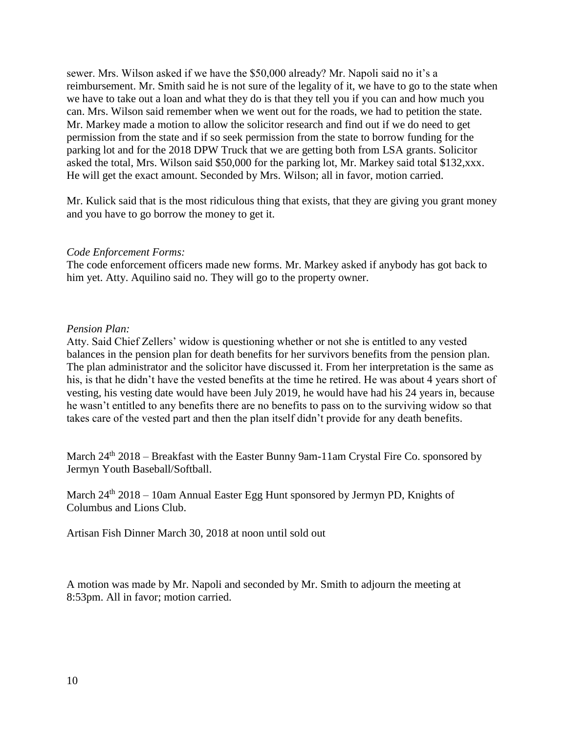sewer. Mrs. Wilson asked if we have the $50,000 already? Mr. Napoli said no it's a reimbursement. Mr. Smith said he is not sure of the legality of it, we have to go to the state when we have to take out a loan and what they do is that they tell you if you can and how much you can. Mrs. Wilson said remember when we went out for the roads, we had to petition the state. Mr. Markey made a motion to allow the solicitor research and find out if we do need to get permission from the state and if so seek permission from the state to borrow funding for the parking lot and for the 2018 DPW Truck that we are getting both from LSA grants. Solicitor asked the total, Mrs. Wilson said $50,000 for the parking lot, Mr. Markey said total $132,xxx. He will get the exact amount. Seconded by Mrs. Wilson; all in favor, motion carried.

Mr. Kulick said that is the most ridiculous thing that exists, that they are giving you grant money and you have to go borrow the money to get it.

*Code Enforcement Forms:*

The code enforcement officers made new forms. Mr. Markey asked if anybody has got back to him yet. Atty. Aquilino said no. They will go to the property owner.

*Pension Plan:*

Atty. Said Chief Zellers' widow is questioning whether or not she is entitled to any vested balances in the pension plan for death benefits for her survivors benefits from the pension plan. The plan administrator and the solicitor have discussed it. From her interpretation is the same as his, is that he didn't have the vested benefits at the time he retired. He was about 4 years short of vesting, his vesting date would have been July 2019, he would have had his 24 years in, because he wasn't entitled to any benefits there are no benefits to pass on to the surviving widow so that takes care of the vested part and then the plan itself didn't provide for any death benefits.

March 24th 2018 – Breakfast with the Easter Bunny 9am-11am Crystal Fire Co. sponsored by Jermyn Youth Baseball/Softball.

March 24th 2018 – 10am Annual Easter Egg Hunt sponsored by Jermyn PD, Knights of Columbus and Lions Club.

Artisan Fish Dinner March 30, 2018 at noon until sold out

A motion was made by Mr. Napoli and seconded by Mr. Smith to adjourn the meeting at 8:53pm. All in favor; motion carried.